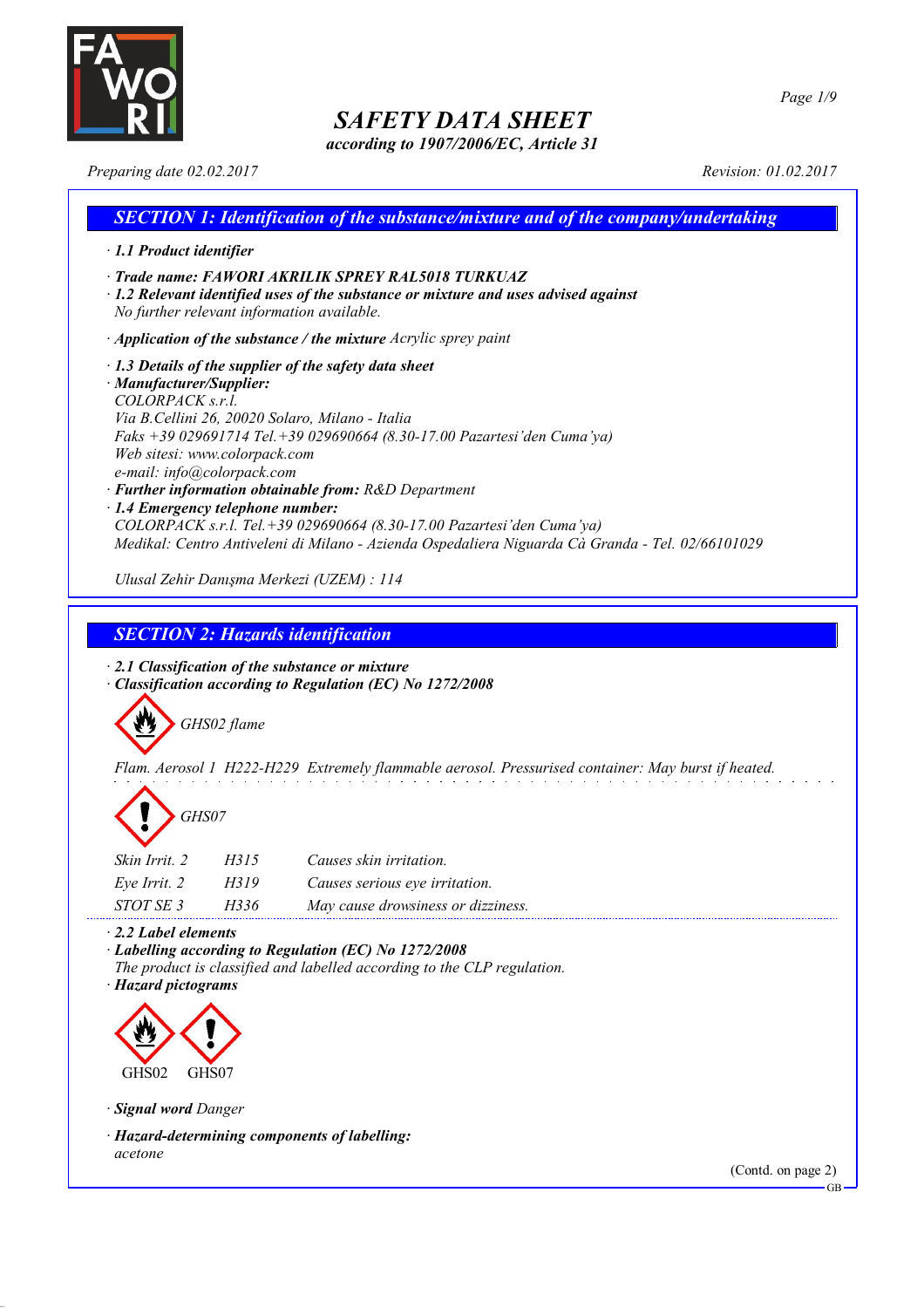# SAFETY DATA SHEET

*according to 1907/2006/EC, Article 31*

*Preparing date 02.02.2017* *Revision: 01.02.2017*

## SECTION 1: Identification of the substance/mixture and of the company/undertaking

· **1.1 Product identifier**

· **Trade name: FAWORI AKRILIK SPREY RAL5018 TURKUAZ**

· **1.2 Relevant identified uses of the substance or mixture and uses advised against**
No further relevant information available.

· **Application of the substance / the mixture** Acrylic sprey paint

· **1.3 Details of the supplier of the safety data sheet**

· **Manufacturer/Supplier:**
COLORPACK s.r.l.
Via B.Cellini 26, 20020 Solaro, Milano - Italia
Faks +39 029691714 Tel.+39 029690664 (8.30-17.00 Pazartesi'den Cuma'ya)
Web sitesi: www.colorpack.com
e-mail: info@colorpack.com

· **Further information obtainable from:** R&D Department

· **1.4 Emergency telephone number:**
COLORPACK s.r.l. Tel.+39 029690664 (8.30-17.00 Pazartesi'den Cuma'ya)
Medikal: Centro Antiveleni di Milano - Azienda Ospedaliera Niguarda Cà Granda - Tel. 02/66101029

Ulusal Zehir Danışma Merkezi (UZEM) : 114

## SECTION 2: Hazards identification

· **2.1 Classification of the substance or mixture**

· **Classification according to Regulation (EC) No 1272/2008**

GHS02 flame

Flam. Aerosol 1 H222-H229 Extremely flammable aerosol. Pressurised container: May burst if heated.

GHS07

| | | |
|---|---|---|
| Skin Irrit. 2 | H315 | Causes skin irritation. |
| Eye Irrit. 2 | H319 | Causes serious eye irritation. |
| STOT SE 3 | H336 | May cause drowsiness or dizziness. |

· **2.2 Label elements**

· **Labelling according to Regulation (EC) No 1272/2008**
The product is classified and labelled according to the CLP regulation.

· **Hazard pictograms**

GHS02 GHS07

· **Signal word** Danger

· **Hazard-determining components of labelling:**
acetone

(Contd. on page 2)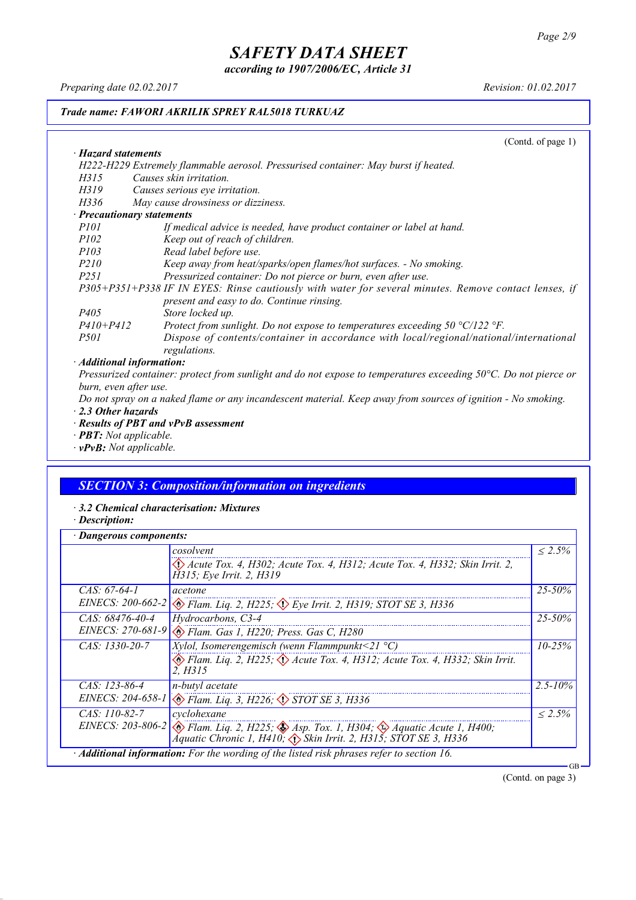**Trade name: FAWORI AKRILIK SPREY RAL5018 TURKUAZ**

(Contd. of page 1)

· **Hazard statements**

H222-H229 Extremely flammable aerosol. Pressurised container: May burst if heated.

| | |
|---|---|
| H315 | Causes skin irritation. |
| H319 | Causes serious eye irritation. |
| H336 | May cause drowsiness or dizziness. |

· **Precautionary statements**

| | |
|---|---|
| P101 | If medical advice is needed, have product container or label at hand. |
| P102 | Keep out of reach of children. |
| P103 | Read label before use. |
| P210 | Keep away from heat/sparks/open flames/hot surfaces. - No smoking. |
| P251 | Pressurized container: Do not pierce or burn, even after use. |
| P305+P351+P338 | IF IN EYES: Rinse cautiously with water for several minutes. Remove contact lenses, if present and easy to do. Continue rinsing. |
| P405 | Store locked up. |
| P410+P412 | Protect from sunlight. Do not expose to temperatures exceeding 50 °C/122 °F. |
| P501 | Dispose of contents/container in accordance with local/regional/national/international regulations. |

· **Additional information:**

Pressurized container: protect from sunlight and do not expose to temperatures exceeding 50°C. Do not pierce or burn, even after use.

Do not spray on a naked flame or any incandescent material. Keep away from sources of ignition - No smoking.

· **2.3 Other hazards**

· **Results of PBT and vPvB assessment**

· **PBT:** Not applicable.

· **vPvB:** Not applicable.

## SECTION 3: Composition/information on ingredients

· **3.2 Chemical characterisation: Mixtures**

· **Description:**

· **Dangerous components:**

| | | |
|---|---|---|
| | cosolvent<br>Acute Tox. 4, H302; Acute Tox. 4, H312; Acute Tox. 4, H332; Skin Irrit. 2, H315; Eye Irrit. 2, H319 | ≤ 2.5% |
| CAS: 67-64-1<br>EINECS: 200-662-2 | acetone<br>Flam. Liq. 2, H225; Eye Irrit. 2, H319; STOT SE 3, H336 | 25-50% |
| CAS: 68476-40-4<br>EINECS: 270-681-9 | Hydrocarbons, C3-4<br>Flam. Gas 1, H220; Press. Gas C, H280 | 25-50% |
| CAS: 1330-20-7 | Xylol, Isomerengemisch (wenn Flammpunkt<21 °C)<br>Flam. Liq. 2, H225; Acute Tox. 4, H312; Acute Tox. 4, H332; Skin Irrit. 2, H315 | 10-25% |
| CAS: 123-86-4<br>EINECS: 204-658-1 | n-butyl acetate<br>Flam. Liq. 3, H226; STOT SE 3, H336 | 2.5-10% |
| CAS: 110-82-7<br>EINECS: 203-806-2 | cyclohexane<br>Flam. Liq. 2, H225; Asp. Tox. 1, H304; Aquatic Acute 1, H400; Aquatic Chronic 1, H410; Skin Irrit. 2, H315; STOT SE 3, H336 | ≤ 2.5% |

· **Additional information:** For the wording of the listed risk phrases refer to section 16.

(Contd. on page 3)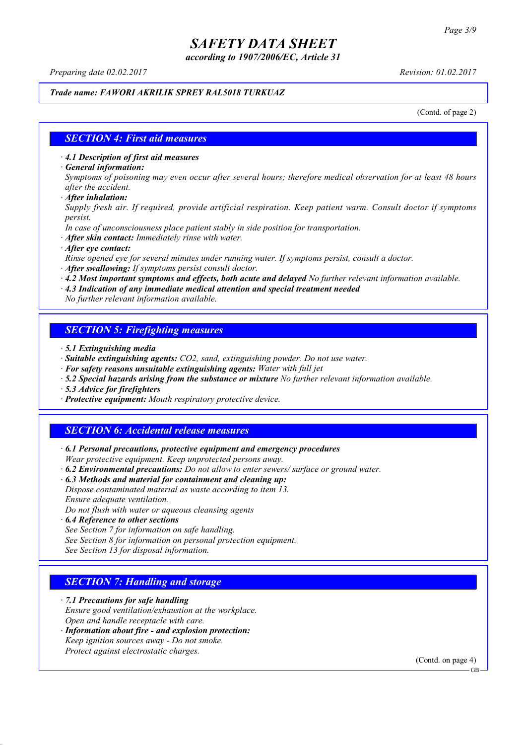*Trade name: FAWORI AKRILIK SPREY RAL5018 TURKUAZ*

(Contd. of page 2)

## SECTION 4: First aid measures

· ***4.1 Description of first aid measures***
· ***General information:***
*Symptoms of poisoning may even occur after several hours; therefore medical observation for at least 48 hours after the accident.*
· ***After inhalation:***
*Supply fresh air. If required, provide artificial respiration. Keep patient warm. Consult doctor if symptoms persist.*
*In case of unconsciousness place patient stably in side position for transportation.*
· ***After skin contact:*** *Immediately rinse with water.*
· ***After eye contact:***
*Rinse opened eye for several minutes under running water. If symptoms persist, consult a doctor.*
· ***After swallowing:*** *If symptoms persist consult doctor.*
· ***4.2 Most important symptoms and effects, both acute and delayed*** *No further relevant information available.*
· ***4.3 Indication of any immediate medical attention and special treatment needed***
*No further relevant information available.*

## SECTION 5: Firefighting measures

· ***5.1 Extinguishing media***
· ***Suitable extinguishing agents:*** *$CO_2$, sand, extinguishing powder. Do not use water.*
· ***For safety reasons unsuitable extinguishing agents:*** *Water with full jet*
· ***5.2 Special hazards arising from the substance or mixture*** *No further relevant information available.*
· ***5.3 Advice for firefighters***
· ***Protective equipment:*** *Mouth respiratory protective device.*

## SECTION 6: Accidental release measures

· ***6.1 Personal precautions, protective equipment and emergency procedures***
*Wear protective equipment. Keep unprotected persons away.*
· ***6.2 Environmental precautions:*** *Do not allow to enter sewers/ surface or ground water.*
· ***6.3 Methods and material for containment and cleaning up:***
*Dispose contaminated material as waste according to item 13.*
*Ensure adequate ventilation.*
*Do not flush with water or aqueous cleansing agents*
· ***6.4 Reference to other sections***
*See Section 7 for information on safe handling.*
*See Section 8 for information on personal protection equipment.*
*See Section 13 for disposal information.*

## SECTION 7: Handling and storage

· ***7.1 Precautions for safe handling***
*Ensure good ventilation/exhaustion at the workplace.*
*Open and handle receptacle with care.*
· ***Information about fire - and explosion protection:***
*Keep ignition sources away - Do not smoke.*
*Protect against electrostatic charges.*

(Contd. on page 4)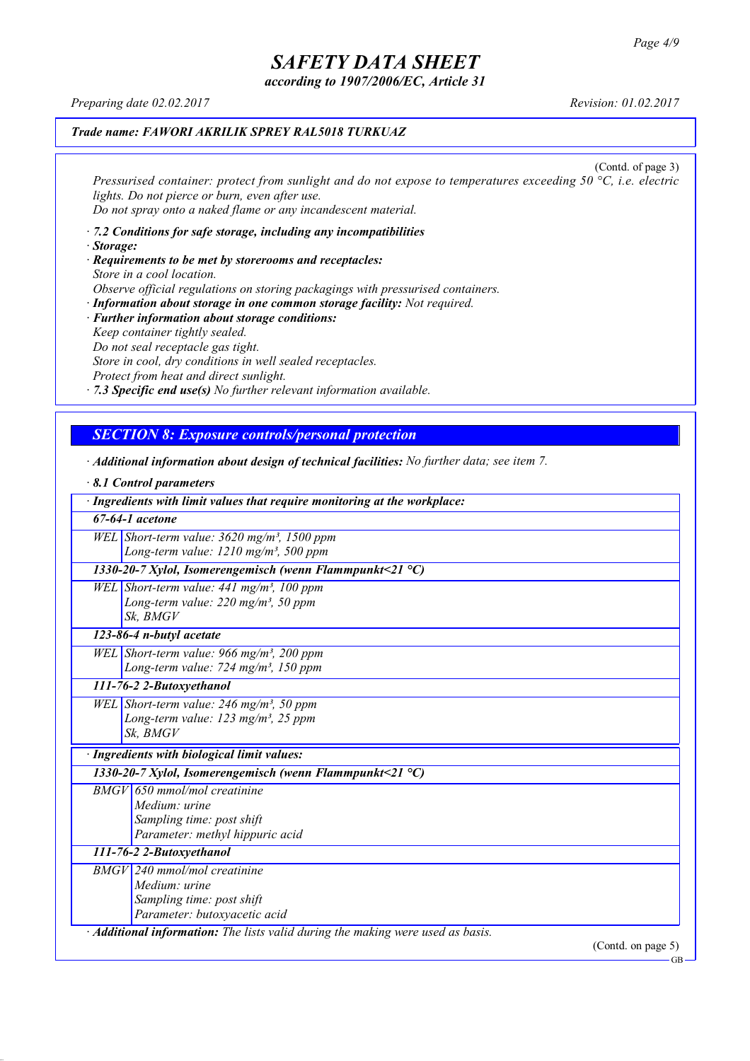(Contd. of page 3)

*Pressurised container: protect from sunlight and do not expose to temperatures exceeding 50 °C, i.e. electric lights. Do not pierce or burn, even after use.*
*Do not spray onto a naked flame or any incandescent material.*

· ***7.2 Conditions for safe storage, including any incompatibilities***
· ***Storage:***
· ***Requirements to be met by storerooms and receptacles:***
*Store in a cool location.*
*Observe official regulations on storing packagings with pressurised containers.*
· ***Information about storage in one common storage facility:*** *Not required.*
· ***Further information about storage conditions:***
*Keep container tightly sealed.*
*Do not seal receptacle gas tight.*
*Store in cool, dry conditions in well sealed receptacles.*
*Protect from heat and direct sunlight.*
· ***7.3 Specific end use(s)*** *No further relevant information available.*

## SECTION 8: Exposure controls/personal protection

· ***Additional information about design of technical facilities:*** *No further data; see item 7.*

· ***8.1 Control parameters***

| · Ingredients with limit values that require monitoring at the workplace: | |
|---|---|
| **67-64-1 acetone** | |
| WEL | Short-term value: 3620 mg/m³, 1500 ppm<br>Long-term value: 1210 mg/m³, 500 ppm |
| **1330-20-7 Xylol, Isomerengemisch (wenn Flammpunkt<21 °C)** | |
| WEL | Short-term value: 441 mg/m³, 100 ppm<br>Long-term value: 220 mg/m³, 50 ppm<br>Sk, BMGV |
| **123-86-4 n-butyl acetate** | |
| WEL | Short-term value: 966 mg/m³, 200 ppm<br>Long-term value: 724 mg/m³, 150 ppm |
| **111-76-2 2-Butoxyethanol** | |
| WEL | Short-term value: 246 mg/m³, 50 ppm<br>Long-term value: 123 mg/m³, 25 ppm<br>Sk, BMGV |

| · Ingredients with biological limit values: | |
|---|---|
| **1330-20-7 Xylol, Isomerengemisch (wenn Flammpunkt<21 °C)** | |
| BMGV | 650 mmol/mol creatinine<br>Medium: urine<br>Sampling time: post shift<br>Parameter: methyl hippuric acid |
| **111-76-2 2-Butoxyethanol** | |
| BMGV | 240 mmol/mol creatinine<br>Medium: urine<br>Sampling time: post shift<br>Parameter: butoxyacetic acid |

· ***Additional information:*** *The lists valid during the making were used as basis.*

(Contd. on page 5)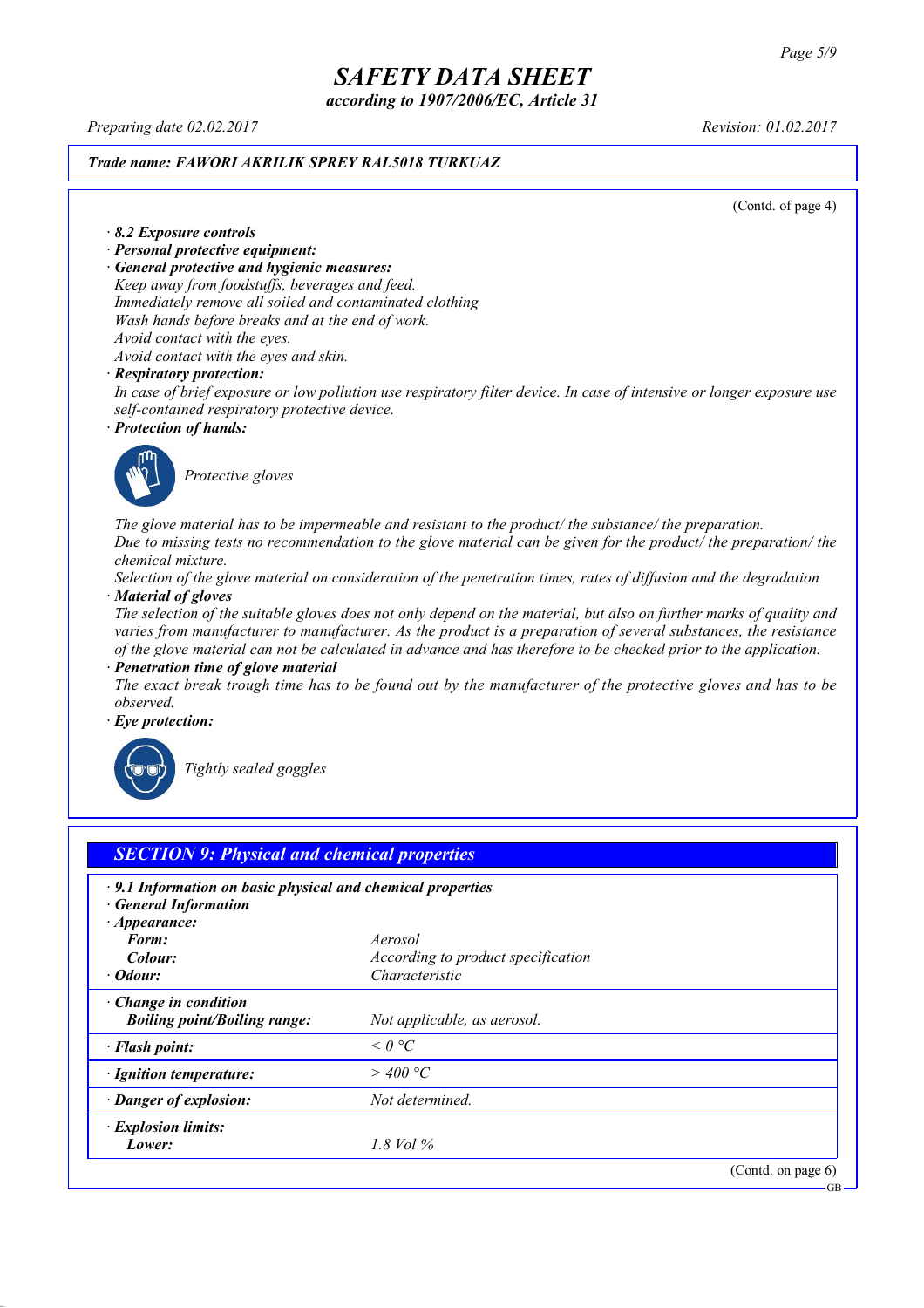(Contd. of page 4)

· **8.2 Exposure controls**

· **Personal protective equipment:**

· **General protective and hygienic measures:**

Keep away from foodstuffs, beverages and feed.
Immediately remove all soiled and contaminated clothing
Wash hands before breaks and at the end of work.
Avoid contact with the eyes.
Avoid contact with the eyes and skin.

· **Respiratory protection:**

In case of brief exposure or low pollution use respiratory filter device. In case of intensive or longer exposure use self-contained respiratory protective device.

· **Protection of hands:**

Protective gloves

The glove material has to be impermeable and resistant to the product/ the substance/ the preparation.
Due to missing tests no recommendation to the glove material can be given for the product/ the preparation/ the chemical mixture.
Selection of the glove material on consideration of the penetration times, rates of diffusion and the degradation

· **Material of gloves**

The selection of the suitable gloves does not only depend on the material, but also on further marks of quality and varies from manufacturer to manufacturer. As the product is a preparation of several substances, the resistance of the glove material can not be calculated in advance and has therefore to be checked prior to the application.

· **Penetration time of glove material**

The exact break trough time has to be found out by the manufacturer of the protective gloves and has to be observed.

· **Eye protection:**

Tightly sealed goggles

## SECTION 9: Physical and chemical properties

· **9.1 Information on basic physical and chemical properties**

· **General Information**

| | |
|---|---|
| · **Appearance:** | |
| **Form:** | Aerosol |
| **Colour:** | According to product specification |
| · **Odour:** | Characteristic |
| · **Change in condition** | |
| **Boiling point/Boiling range:** | Not applicable, as aerosol. |
| · **Flash point:** | < 0 °C |
| · **Ignition temperature:** | > 400 °C |
| · **Danger of explosion:** | Not determined. |
| · **Explosion limits:** | |
| **Lower:** | 1.8 Vol % |

(Contd. on page 6)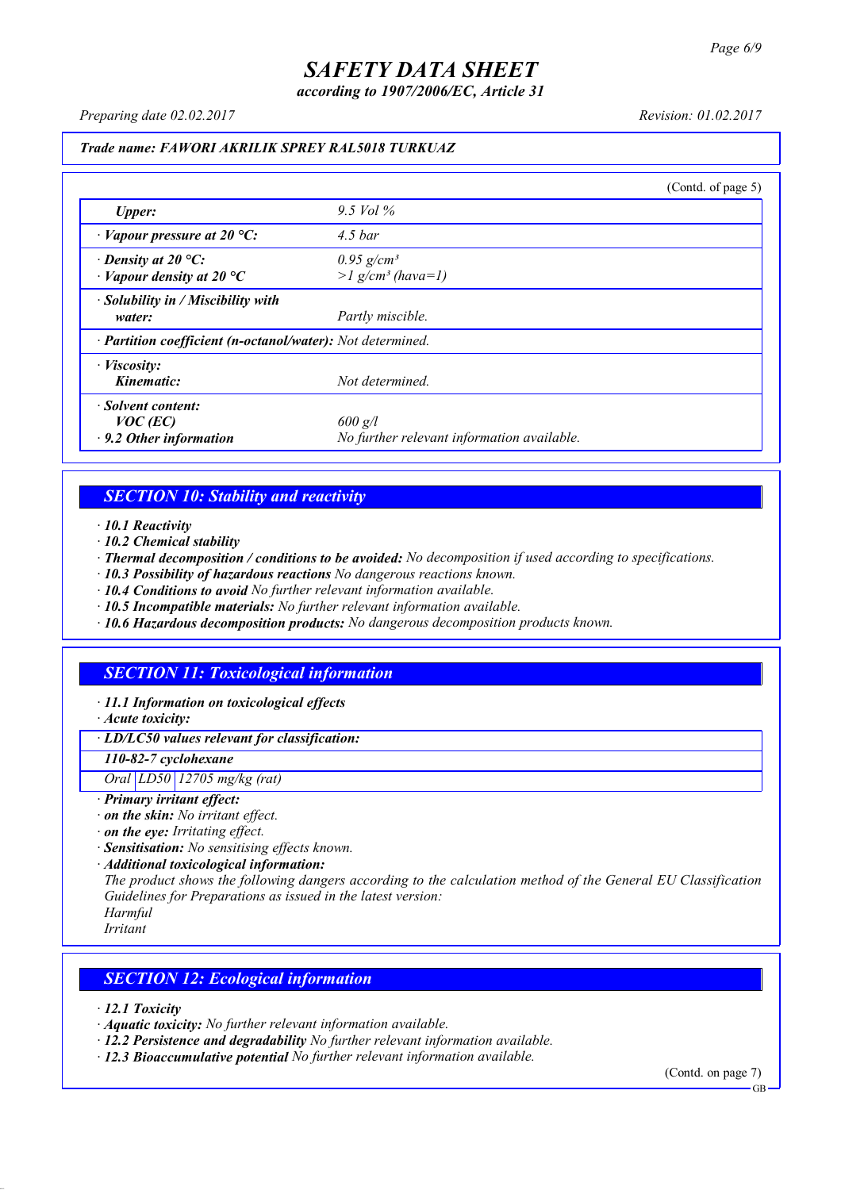# SAFETY DATA SHEET

*according to 1907/2006/EC, Article 31*

*Preparing date 02.02.2017* *Revision: 01.02.2017*

***Trade name: FAWORI AKRILIK SPREY RAL5018 TURKUAZ***

(Contd. of page 5)

| | |
|---|---|
| ***Upper:*** | *9.5 Vol %* |
| · ***Vapour pressure at 20 °C:*** | *4.5 bar* |
| · ***Density at 20 °C:*** <br> · ***Vapour density at 20 °C*** | *0.95 g/cm³* <br> *>1 g/cm³ (hava=1)* |
| · ***Solubility in / Miscibility with water:*** | *Partly miscible.* |
| · ***Partition coefficient (n-octanol/water):*** | *Not determined.* |
| · ***Viscosity:*** <br> ***Kinematic:*** | *Not determined.* |
| · ***Solvent content:*** <br> ***VOC (EC)*** <br> · ***9.2 Other information*** | <br> *600 g/l* <br> *No further relevant information available.* |

## *SECTION 10: Stability and reactivity*

· ***10.1 Reactivity***
· ***10.2 Chemical stability***
· ***Thermal decomposition / conditions to be avoided:*** *No decomposition if used according to specifications.*
· ***10.3 Possibility of hazardous reactions*** *No dangerous reactions known.*
· ***10.4 Conditions to avoid*** *No further relevant information available.*
· ***10.5 Incompatible materials:*** *No further relevant information available.*
· ***10.6 Hazardous decomposition products:*** *No dangerous decomposition products known.*

## *SECTION 11: Toxicological information*

· ***11.1 Information on toxicological effects***
· ***Acute toxicity:***

| · ***LD/LC50 values relevant for classification:*** | | |
|---|---|---|
| ***110-82-7 cyclohexane*** | | |
| *Oral* | *LD50* | *12705 mg/kg (rat)* |

· ***Primary irritant effect:***
· ***on the skin:*** *No irritant effect.*
· ***on the eye:*** *Irritating effect.*
· ***Sensitisation:*** *No sensitising effects known.*
· ***Additional toxicological information:***
*The product shows the following dangers according to the calculation method of the General EU Classification Guidelines for Preparations as issued in the latest version:*
*Harmful*
*Irritant*

## *SECTION 12: Ecological information*

· ***12.1 Toxicity***
· ***Aquatic toxicity:*** *No further relevant information available.*
· ***12.2 Persistence and degradability*** *No further relevant information available.*
· ***12.3 Bioaccumulative potential*** *No further relevant information available.*

(Contd. on page 7)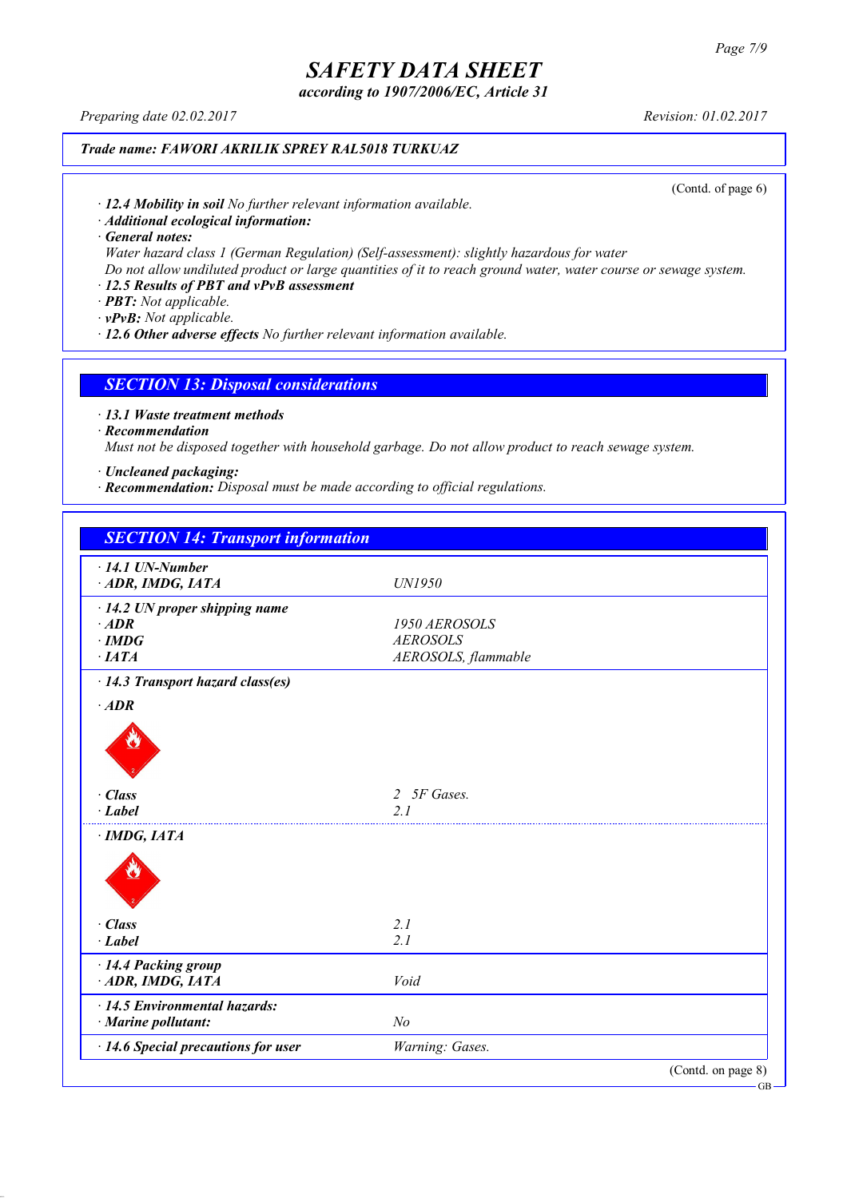*Trade name:* ***FAWORI AKRILIK SPREY RAL5018 TURKUAZ***

(Contd. of page 6)

· ***12.4 Mobility in soil*** *No further relevant information available.*
· ***Additional ecological information:***
· ***General notes:***
*Water hazard class 1 (German Regulation) (Self-assessment): slightly hazardous for water*
*Do not allow undiluted product or large quantities of it to reach ground water, water course or sewage system.*
· ***12.5 Results of PBT and vPvB assessment***
· ***PBT:*** *Not applicable.*
· ***vPvB:*** *Not applicable.*
· ***12.6 Other adverse effects*** *No further relevant information available.*

## SECTION 13: Disposal considerations

· ***13.1 Waste treatment methods***
· ***Recommendation***
*Must not be disposed together with household garbage. Do not allow product to reach sewage system.*

· ***Uncleaned packaging:***
· ***Recommendation:*** *Disposal must be made according to official regulations.*

## SECTION 14: Transport information

| | |
|---|---|
| · ***14.1 UN-Number*** | |
| · ***ADR, IMDG, IATA*** | *UN1950* |
| · ***14.2 UN proper shipping name*** | |
| · ***ADR*** | *1950 AEROSOLS* |
| · ***IMDG*** | *AEROSOLS* |
| · ***IATA*** | *AEROSOLS, flammable* |
| · ***14.3 Transport hazard class(es)*** | |
| · ***ADR*** | |
| · ***Class*** | *2 5F Gases.* |
| · ***Label*** | *2.1* |
| · ***IMDG, IATA*** | |
| · ***Class*** | *2.1* |
| · ***Label*** | *2.1* |
| · ***14.4 Packing group*** | |
| · ***ADR, IMDG, IATA*** | *Void* |
| · ***14.5 Environmental hazards:*** | |
| · ***Marine pollutant:*** | *No* |
| · ***14.6 Special precautions for user*** | *Warning: Gases.* |

(Contd. on page 8)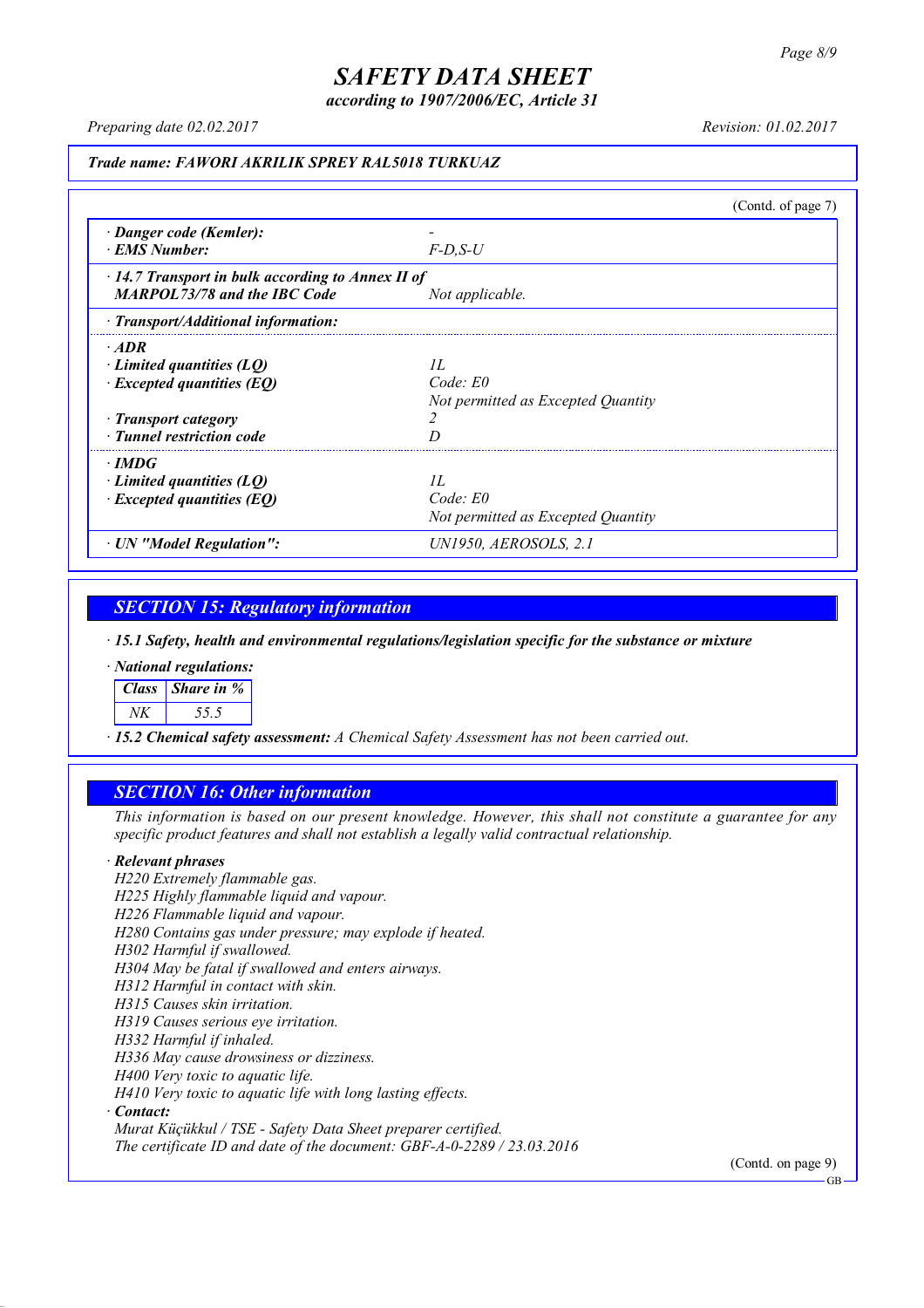*Trade name: FAWORI AKRILIK SPREY RAL5018 TURKUAZ*

(Contd. of page 7)

| | |
|---|---|
| · **Danger code (Kemler):** | - |
| · **EMS Number:** | F-D,S-U |
| · **14.7 Transport in bulk according to Annex II of MARPOL73/78 and the IBC Code** | Not applicable. |
| · **Transport/Additional information:** | |
| · **ADR** | |
| · **Limited quantities (LQ)** | 1L |
| · **Excepted quantities (EQ)** | Code: E0<br>Not permitted as Excepted Quantity |
| · **Transport category** | 2 |
| · **Tunnel restriction code** | D |
| · **IMDG** | |
| · **Limited quantities (LQ)** | 1L |
| · **Excepted quantities (EQ)** | Code: E0<br>Not permitted as Excepted Quantity |
| · **UN "Model Regulation":** | UN1950, AEROSOLS, 2.1 |

## SECTION 15: Regulatory information

· **15.1 Safety, health and environmental regulations/legislation specific for the substance or mixture**

· **National regulations:**

| Class | Share in % |
|---|---|
| NK | 55.5 |

· **15.2 Chemical safety assessment:** A Chemical Safety Assessment has not been carried out.

## SECTION 16: Other information

This information is based on our present knowledge. However, this shall not constitute a guarantee for any specific product features and shall not establish a legally valid contractual relationship.

· **Relevant phrases**

H220 Extremely flammable gas.
H225 Highly flammable liquid and vapour.
H226 Flammable liquid and vapour.
H280 Contains gas under pressure; may explode if heated.
H302 Harmful if swallowed.
H304 May be fatal if swallowed and enters airways.
H312 Harmful in contact with skin.
H315 Causes skin irritation.
H319 Causes serious eye irritation.
H332 Harmful if inhaled.
H336 May cause drowsiness or dizziness.
H400 Very toxic to aquatic life.
H410 Very toxic to aquatic life with long lasting effects.

· **Contact:**

Murat Küçükkul / TSE - Safety Data Sheet preparer certified.
The certificate ID and date of the document: GBF-A-0-2289 / 23.03.2016

(Contd. on page 9)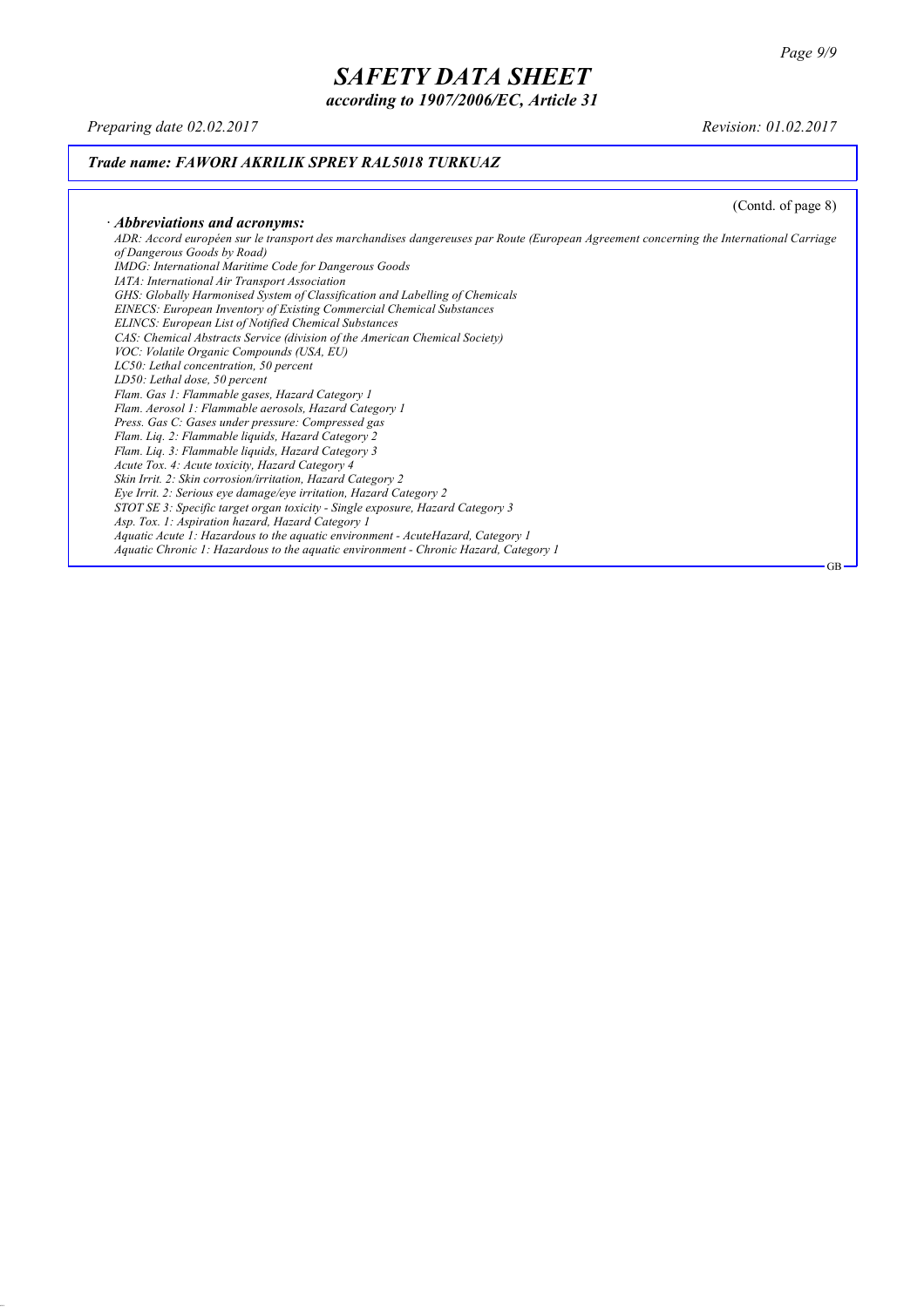(Contd. of page 8)

· ***Abbreviations and acronyms:***

*ADR: Accord européen sur le transport des marchandises dangereuses par Route (European Agreement concerning the International Carriage of Dangerous Goods by Road)*
*IMDG: International Maritime Code for Dangerous Goods*
*IATA: International Air Transport Association*
*GHS: Globally Harmonised System of Classification and Labelling of Chemicals*
*EINECS: European Inventory of Existing Commercial Chemical Substances*
*ELINCS: European List of Notified Chemical Substances*
*CAS: Chemical Abstracts Service (division of the American Chemical Society)*
*VOC: Volatile Organic Compounds (USA, EU)*
*LC50: Lethal concentration, 50 percent*
*LD50: Lethal dose, 50 percent*
*Flam. Gas 1: Flammable gases, Hazard Category 1*
*Flam. Aerosol 1: Flammable aerosols, Hazard Category 1*
*Press. Gas C: Gases under pressure: Compressed gas*
*Flam. Liq. 2: Flammable liquids, Hazard Category 2*
*Flam. Liq. 3: Flammable liquids, Hazard Category 3*
*Acute Tox. 4: Acute toxicity, Hazard Category 4*
*Skin Irrit. 2: Skin corrosion/irritation, Hazard Category 2*
*Eye Irrit. 2: Serious eye damage/eye irritation, Hazard Category 2*
*STOT SE 3: Specific target organ toxicity - Single exposure, Hazard Category 3*
*Asp. Tox. 1: Aspiration hazard, Hazard Category 1*
*Aquatic Acute 1: Hazardous to the aquatic environment - AcuteHazard, Category 1*
*Aquatic Chronic 1: Hazardous to the aquatic environment - Chronic Hazard, Category 1*

GB